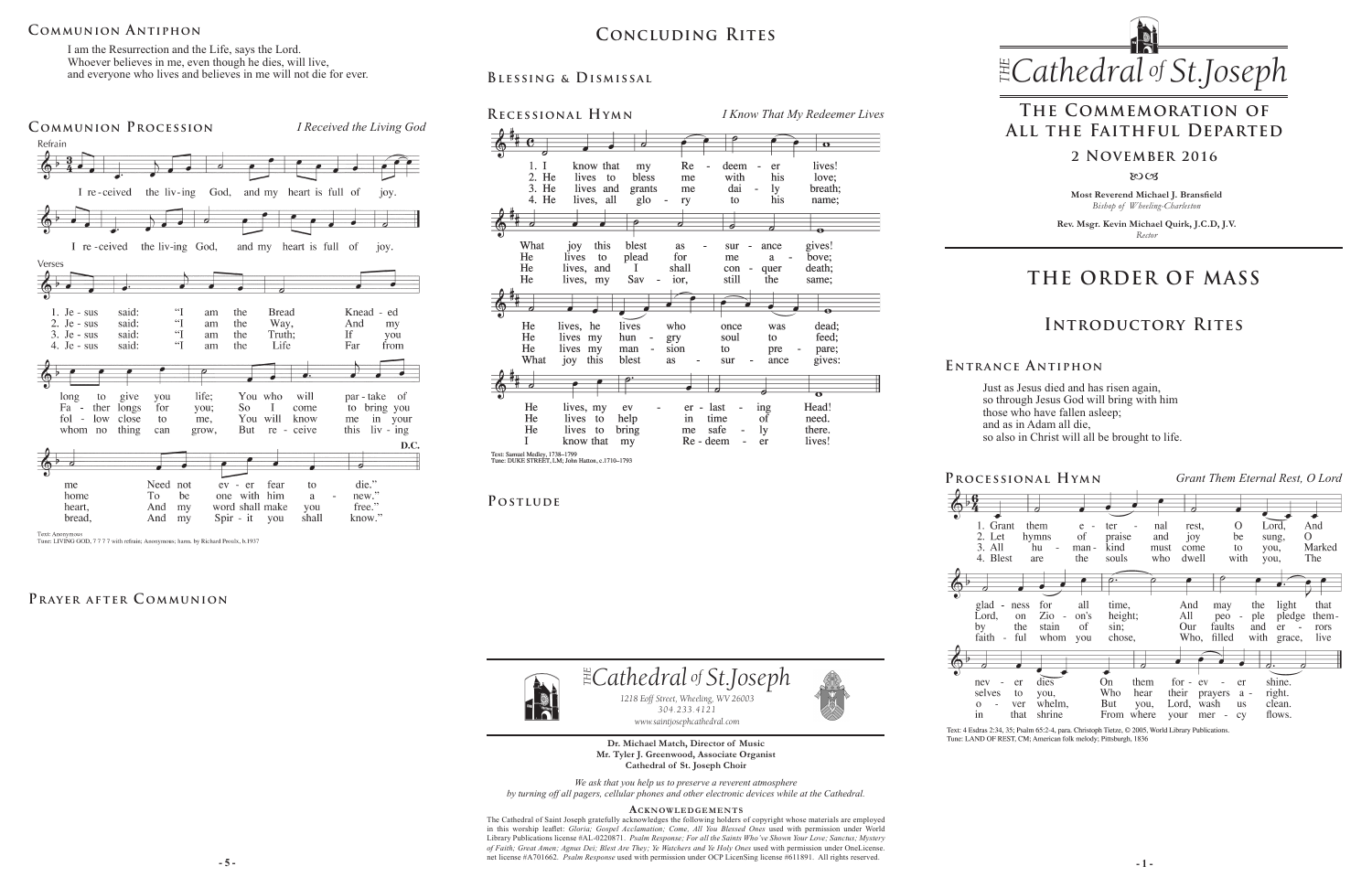## Communion Antiphon

I am the Resurrection and the Life, says the Lord.
Whoever believes in me, even though he dies, will live,
and everyone who lives and believes in me will not die for ever.

## Communion Procession

*I Received the Living God*

Refrain

I received the living God, and my heart is full of joy.
I received the living God, and my heart is full of joy.

Verses

1. Jesus said: "I am the Bread long to give you life; You who will partake of me Need not ever fear to die."
2. Jesus said: "I am the Way, Father longs for you; So I come to bring you home To be one with him anew."
3. Jesus said: "I am the Truth; If you follow close to me, You will know me in your heart, And my word shall make you free."
4. Jesus said: "I am the Life Far from whom no thing can grow, But receive this living bread, And my Spirit you shall know."

D.C.

Text: Anonymous
Tune: LIVING GOD, 7 7 7 7 with refrain; Anonymous; harm. by Richard Proulx, b.1937

## Prayer after Communion

# Concluding Rites

## Blessing & Dismissal

## Recessional Hymn

*I Know That My Redeemer Lives*

1. I know that my Redeemer lives! What joy this blest assurance gives! He lives, he lives who once was dead; He lives, my ever-lasting Head!
2. He lives to bless me with his love; He lives to plead for me above. He lives my hungry soul to feed; He lives to help in time of need.
3. He lives and grants me daily breath; He lives, and I shall conquer death; He lives my mansion to prepare; He lives to bring me safely there.
4. He lives, all glory to his name; He lives, my Savior, still the same; What joy this blest assurance gives: I know that my Redeemer lives!

Text: Samuel Medley, 1738–1799
Tune: DUKE STREET, LM; John Hatton, c.1710–1793

## Postlude

*The Cathedral of St. Joseph*

*1218 Eoff Street, Wheeling, WV 26003*
*304.233.4121*
*www.saintjosephcathedral.com*

**Dr. Michael Match, Director of Music**
**Mr. Tyler J. Greenwood, Associate Organist**
**Cathedral of St. Joseph Choir**

*We ask that you help us to preserve a reverent atmosphere by turning off all pagers, cellular phones and other electronic devices while at the Cathedral.*

### Acknowledgements

The Cathedral of Saint Joseph gratefully acknowledges the following holders of copyright whose materials are employed in this worship leaflet: *Gloria; Gospel Acclamation; Come, All You Blessed Ones* used with permission under World Library Publications license #AL-0220871. *Psalm Response; For all the Saints Who've Shown Your Love; Sanctus; Mystery of Faith; Great Amen; Agnus Dei; Blest Are They; Ye Watchers and Ye Holy Ones* used with permission under OneLicense.net license #A701662. *Psalm Response* used with permission under OCP LicenSing license #611891. All rights reserved.

*The Cathedral of St. Joseph*

# The Commemoration of All the Faithful Departed

## 2 November 2016

**Most Reverend Michael J. Bransfield**
*Bishop of Wheeling-Charleston*

**Rev. Msgr. Kevin Michael Quirk, J.C.D, J.V.**
*Rector*

# The Order of Mass

## Introductory Rites

### Entrance Antiphon

Just as Jesus died and has risen again,
so through Jesus God will bring with him
those who have fallen asleep;
and as in Adam all die,
so also in Christ will all be brought to life.

### Processional Hymn

*Grant Them Eternal Rest, O Lord*

1. Grant them eternal rest, O Lord, And gladness for all time, And may the light that never dies Shine on them forever.
2. Let hymns of praise and joy be sung, O Lord, on Zion's height; All people pledge themselves to you, Who hear their prayers aright.
3. All humankind must come to you, Marked by the stain of sin; Our faults and errors overwhelm, But you, Lord, wash us clean.
4. Blest are the souls who dwell with you, The faithful whom you chose, Who, filled with grace, live in that shrine From where your mercy flows.

Text: 4 Esdras 2:34, 35; Psalm 65:2-4, para. Christoph Tietze, © 2005, World Library Publications.
Tune: LAND OF REST, CM; American folk melody; Pittsburgh, 1836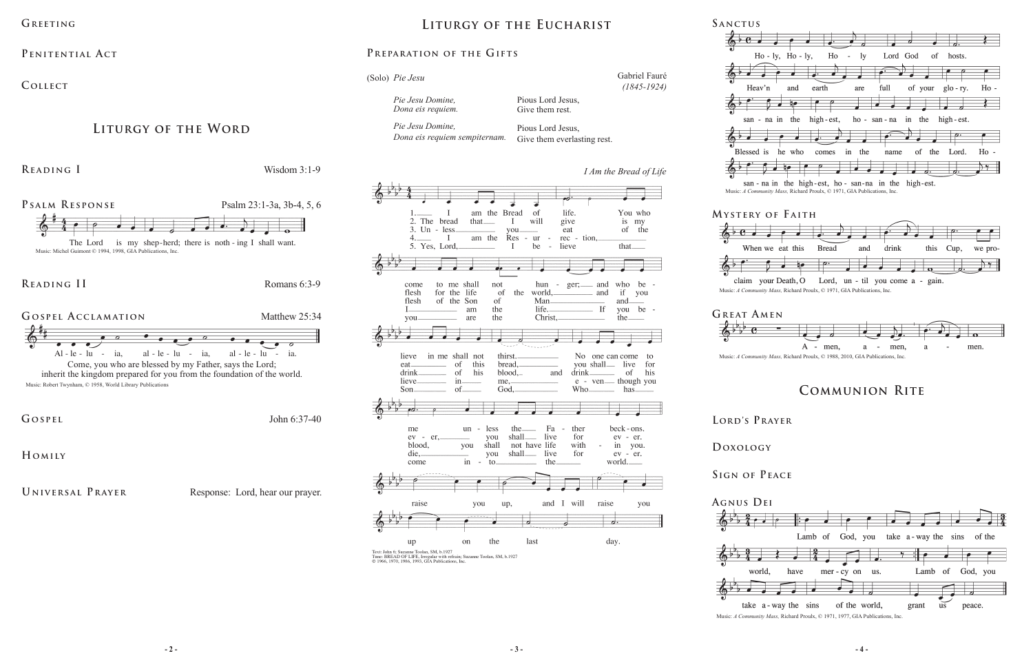## Greeting

## Penitential Act

## Collect

# Liturgy of the Word

## Reading I

Wisdom 3:1-9

## Psalm Response

Psalm 23:1-3a, 3b-4, 5, 6

The Lord is my shep-herd; there is noth-ing I shall want.

Music: Michel Guimont © 1994, 1998, GIA Publications, Inc.

## Reading II

Romans 6:3-9

## Gospel Acclamation

Matthew 25:34

Al-le-lu-ia, al-le-lu-ia, al-le-lu-ia.

Come, you who are blessed by my Father, says the Lord;
inherit the kingdom prepared for you from the foundation of the world.

Music: Robert Twynham, © 1958, World Library Publications

## Gospel

John 6:37-40

## Homily

## Universal Prayer

Response: Lord, hear our prayer.

# Liturgy of the Eucharist

## Preparation of the Gifts

(Solo) *Pie Jesu* — Gabriel Fauré *(1845-1924)*

| | |
|---|---|
| *Pie Jesu Domine,* *Dona eis requiem.* | Pious Lord Jesus, Give them rest. |
| *Pie Jesu Domine,* *Dona eis requiem sempiternam.* | Pious Lord Jesus, Give them everlasting rest. |

*I Am the Bread of Life*

1. I am the Bread of life. You who come to me shall not hunger; and who believe in me shall not thirst. No one can come to me unless the Father beckons.
2. The bread that I will give is my flesh for the life of the world, and if you eat of this bread, you shall live for ever, you shall live for ever.
3. Unless you eat of the flesh of the Son of Man and drink of his blood, and drink of his blood, you shall not have life within you.
4. I am the Resurrection, I am the life. If you believe in me, even though you die, you shall live for ever.
5. Yes, Lord, I believe that you are the Christ, the Son of God, Who has come in-to the world.

Refrain: And I will raise you up, and I will raise you up, and I will raise you up on the last day.

Text: John 6; Suzanne Toolan, SM, b.1927
Tune: BREAD OF LIFE, Irregular with refrain; Suzanne Toolan, SM, b.1927
© 1966, 1970, 1986, 1993, GIA Publications, Inc.

## Sanctus

Ho-ly, Ho-ly, Ho-ly Lord God of hosts. Heav'n and earth are full of your glo-ry. Ho-san-na in the high-est, ho-san-na in the high-est. Blessed is he who comes in the name of the Lord. Ho-san-na in the high-est, ho-san-na in the high-est.

Music: *A Community Mass,* Richard Proulx, © 1971, GIA Publications, Inc.

## Mystery of Faith

When we eat this Bread and drink this Cup, we pro-claim your Death, O Lord, un-til you come a-gain.

Music: *A Community Mass,* Richard Proulx, © 1971, GIA Publications, Inc.

## Great Amen

A-men, a-men, a-men.

Music: *A Community Mass,* Richard Proulx, © 1988, 2010, GIA Publications, Inc.

# Communion Rite

## Lord's Prayer

## Doxology

## Sign of Peace

## Agnus Dei

Lamb of God, you take a-way the sins of the world, have mer-cy on us. Lamb of God, you take a-way the sins of the world, grant us peace.

Music: *A Community Mass,* Richard Proulx, © 1971, 1977, GIA Publications, Inc.